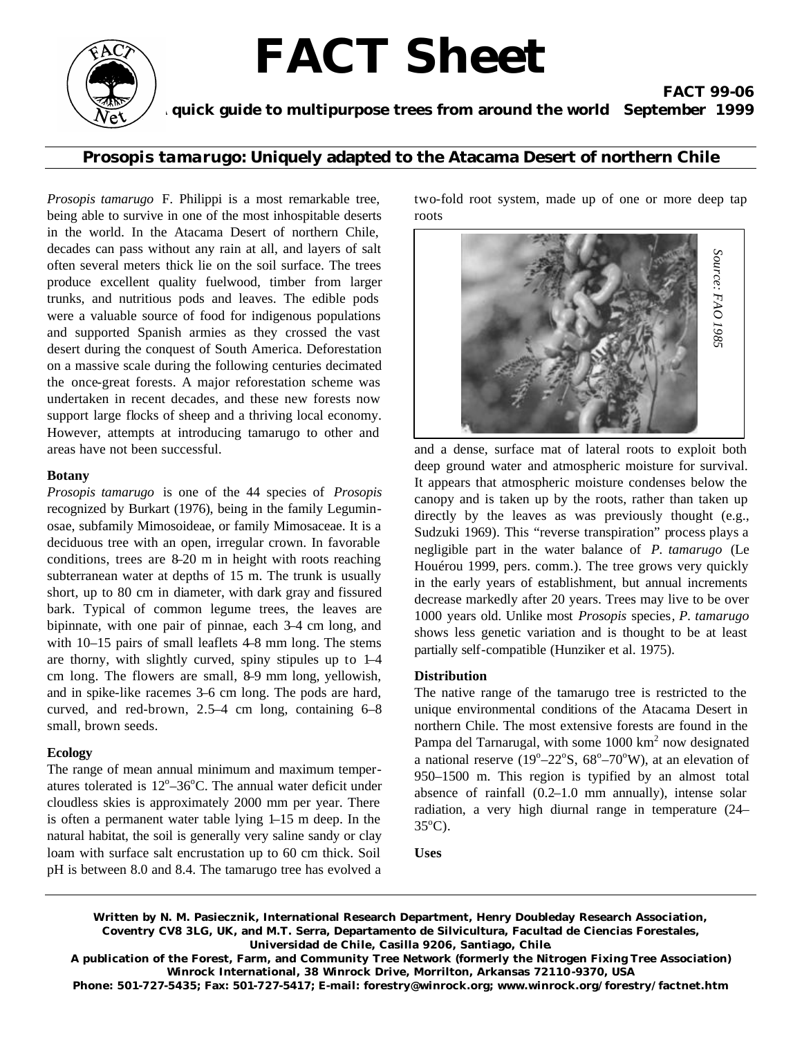# FACT Sheet

**FACT 99-06**

**A quick guide to multipurpose trees from around the world September 1999**

## *Prosopis tamarugo*: Uniquely adapted to the Atacama Desert of northern Chile

*Prosopis tamarugo* F. Philippi is a most remarkable tree, being able to survive in one of the most inhospitable deserts in the world. In the Atacama Desert of northern Chile, decades can pass without any rain at all, and layers of salt often several meters thick lie on the soil surface. The trees produce excellent quality fuelwood, timber from larger trunks, and nutritious pods and leaves. The edible pods were a valuable source of food for indigenous populations and supported Spanish armies as they crossed the vast desert during the conquest of South America. Deforestation on a massive scale during the following centuries decimated the once-great forests. A major reforestation scheme was undertaken in recent decades, and these new forests now support large flocks of sheep and a thriving local economy. However, attempts at introducing tamarugo to other arid areas have not been successful.

### Botany

*Prosopis tamarugo* is one of the 44 species of *Prosopis* recognized by Burkart (1976), being in the family Leguminosae, subfamily Mimosoideae, or family Mimosaceae. It is a deciduous tree with an open, irregular crown. In favorable conditions, trees are 8–20 m in height with roots reaching subterranean water at depths of 15 m. The trunk is usually short, up to 80 cm in diameter, with dark gray and fissured bark. Typical of common legume trees, the leaves are bipinnate, with one pair of pinnae, each 3–4 cm long, and with 10–15 pairs of small leaflets 4–8 mm long. The stems are thorny, with slightly curved, spiny stipules up to 1–4 cm long. The flowers are small, 8–9 mm long, yellowish, and in spike-like racemes 3–6 cm long. The pods are hard, curved, and red-brown, 2.5–4 cm long, containing 6–8 small, brown seeds.

### Ecology

The range of mean annual minimum and maximum temperatures tolerated is 12°–36°C. The annual water deficit under cloudless skies is approximately 2000 mm per year. There is often a permanent water table lying 1–15 m deep. In the natural habitat, the soil is generally very saline sandy or clay loam with surface salt encrustation up to 60 cm thick. Soil pH is between 8.0 and 8.4. The tamarugo tree has evolved a two-fold root system, made up of one or more deep tap roots and a dense, surface mat of lateral roots to exploit both deep ground water and atmospheric moisture for survival. It appears that atmospheric moisture condenses below the canopy and is taken up by the roots, rather than taken up directly by the leaves as was previously thought (e.g., Sudzuki 1969). This "reverse transpiration" process plays a negligible part in the water balance of *P. tamarugo* (Le Houérou 1999, pers. comm.). The tree grows very quickly in the early years of establishment, but annual increments decrease markedly after 20 years. Trees may live to be over 1000 years old. Unlike most *Prosopis* species, *P. tamarugo* shows less genetic variation and is thought to be at least partially self-compatible (Hunziker et al. 1975).

*Source: FAO 1985*

### Distribution

The native range of the tamarugo tree is restricted to the unique environmental conditions of the Atacama Desert in northern Chile. The most extensive forests are found in the Pampa del Tarnarugal, with some 1000 km² now designated a national reserve (19°–22°S, 68°–70°W), at an elevation of 950–1500 m. This region is typified by an almost total absence of rainfall (0.2–1.0 mm annually), intense solar radiation, a very high diurnal range in temperature (24–35°C).

### Uses

**Written by N. M. Pasiecznik, International Research Department, Henry Doubleday Research Association, Coventry CV8 3LG, UK, and M.T. Serra, Departamento de Silvicultura, Facultad de Ciencias Forestales, Universidad de Chile, Casilla 9206, Santiago, Chile.**

**A publication of the Forest, Farm, and Community Tree Network (formerly the Nitrogen Fixing Tree Association) Winrock International, 38 Winrock Drive, Morrilton, Arkansas 72110-9370, USA**

**Phone: 501-727-5435; Fax: 501-727-5417; E-mail: forestry@winrock.org; www.winrock.org/forestry/factnet.htm**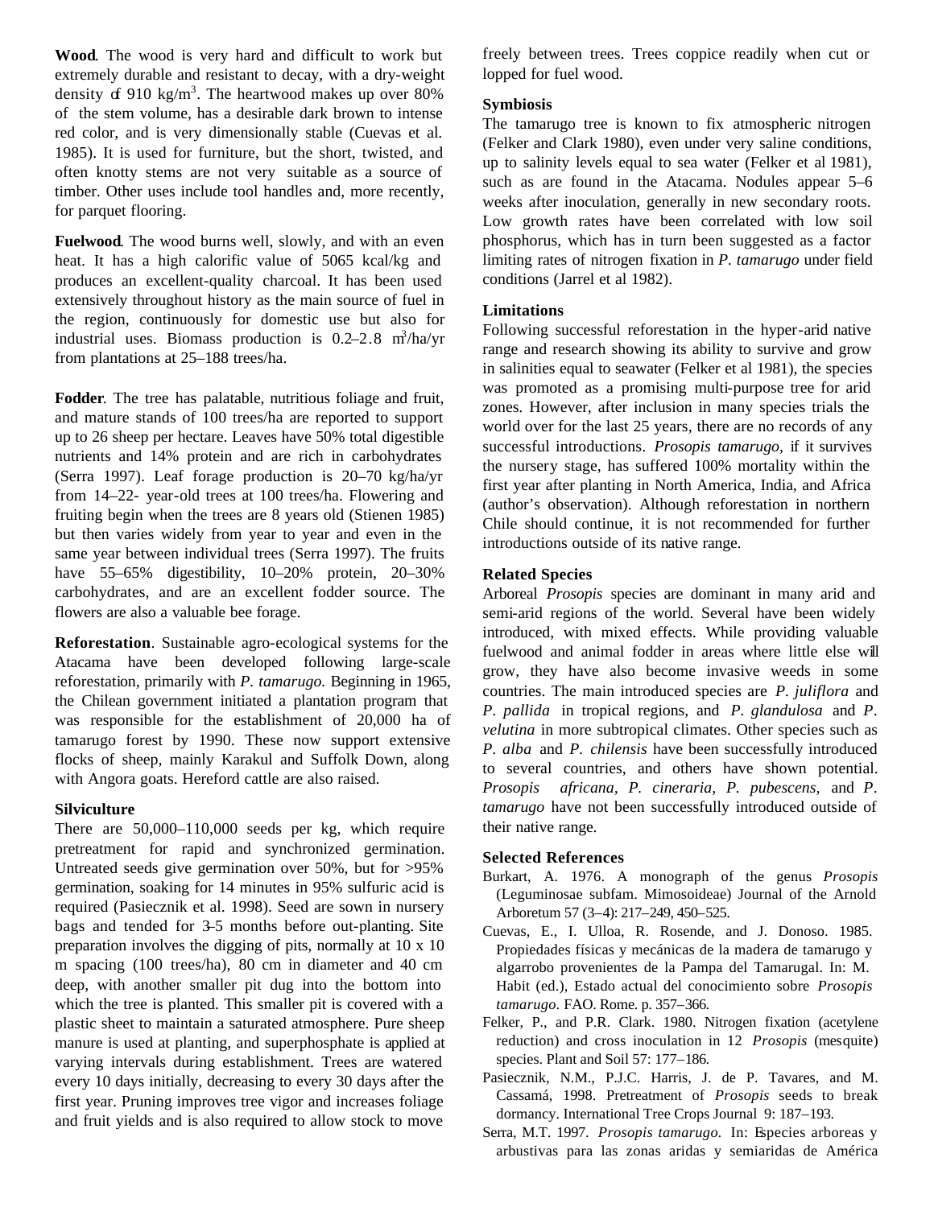**Wood**. The wood is very hard and difficult to work but extremely durable and resistant to decay, with a dry-weight density of 910 kg/m$^3$. The heartwood makes up over 80% of the stem volume, has a desirable dark brown to intense red color, and is very dimensionally stable (Cuevas et al. 1985). It is used for furniture, but the short, twisted, and often knotty stems are not very suitable as a source of timber. Other uses include tool handles and, more recently, for parquet flooring.

**Fuelwood**. The wood burns well, slowly, and with an even heat. It has a high calorific value of 5065 kcal/kg and produces an excellent-quality charcoal. It has been used extensively throughout history as the main source of fuel in the region, continuously for domestic use but also for industrial uses. Biomass production is 0.2–2.8 m$^3$/ha/yr from plantations at 25–188 trees/ha.

**Fodder**. The tree has palatable, nutritious foliage and fruit, and mature stands of 100 trees/ha are reported to support up to 26 sheep per hectare. Leaves have 50% total digestible nutrients and 14% protein and are rich in carbohydrates (Serra 1997). Leaf forage production is 20–70 kg/ha/yr from 14–22- year-old trees at 100 trees/ha. Flowering and fruiting begin when the trees are 8 years old (Stienen 1985) but then varies widely from year to year and even in the same year between individual trees (Serra 1997). The fruits have 55–65% digestibility, 10–20% protein, 20–30% carbohydrates, and are an excellent fodder source. The flowers are also a valuable bee forage.

**Reforestation**. Sustainable agro-ecological systems for the Atacama have been developed following large-scale reforestation, primarily with *P. tamarugo*. Beginning in 1965, the Chilean government initiated a plantation program that was responsible for the establishment of 20,000 ha of tamarugo forest by 1990. These now support extensive flocks of sheep, mainly Karakul and Suffolk Down, along with Angora goats. Hereford cattle are also raised.

### Silviculture

There are 50,000–110,000 seeds per kg, which require pretreatment for rapid and synchronized germination. Untreated seeds give germination over 50%, but for >95% germination, soaking for 14 minutes in 95% sulfuric acid is required (Pasiecznik et al. 1998). Seed are sown in nursery bags and tended for 3–5 months before out-planting. Site preparation involves the digging of pits, normally at 10 x 10 m spacing (100 trees/ha), 80 cm in diameter and 40 cm deep, with another smaller pit dug into the bottom into which the tree is planted. This smaller pit is covered with a plastic sheet to maintain a saturated atmosphere. Pure sheep manure is used at planting, and superphosphate is applied at varying intervals during establishment. Trees are watered every 10 days initially, decreasing to every 30 days after the first year. Pruning improves tree vigor and increases foliage and fruit yields and is also required to allow stock to move freely between trees. Trees coppice readily when cut or lopped for fuel wood.

### Symbiosis

The tamarugo tree is known to fix atmospheric nitrogen (Felker and Clark 1980), even under very saline conditions, up to salinity levels equal to sea water (Felker et al 1981), such as are found in the Atacama. Nodules appear 5–6 weeks after inoculation, generally in new secondary roots. Low growth rates have been correlated with low soil phosphorus, which has in turn been suggested as a factor limiting rates of nitrogen fixation in *P. tamarugo* under field conditions (Jarrel et al 1982).

### Limitations

Following successful reforestation in the hyper-arid native range and research showing its ability to survive and grow in salinities equal to seawater (Felker et al 1981), the species was promoted as a promising multi-purpose tree for arid zones. However, after inclusion in many species trials the world over for the last 25 years, there are no records of any successful introductions. *Prosopis tamarugo*, if it survives the nursery stage, has suffered 100% mortality within the first year after planting in North America, India, and Africa (author's observation). Although reforestation in northern Chile should continue, it is not recommended for further introductions outside of its native range.

### Related Species

Arboreal *Prosopis* species are dominant in many arid and semi-arid regions of the world. Several have been widely introduced, with mixed effects. While providing valuable fuelwood and animal fodder in areas where little else will grow, they have also become invasive weeds in some countries. The main introduced species are *P. juliflora* and *P. pallida* in tropical regions, and *P. glandulosa* and *P. velutina* in more subtropical climates. Other species such as *P. alba* and *P. chilensis* have been successfully introduced to several countries, and others have shown potential. *Prosopis africana, P. cineraria, P. pubescens,* and *P. tamarugo* have not been successfully introduced outside of their native range.

### Selected References

Burkart, A. 1976. A monograph of the genus *Prosopis* (Leguminosae subfam. Mimosoideae) Journal of the Arnold Arboretum 57 (3–4): 217–249, 450–525.

Cuevas, E., I. Ulloa, R. Rosende, and J. Donoso. 1985. Propiedades físicas y mecánicas de la madera de tamarugo y algarrobo provenientes de la Pampa del Tamarugal. In: M. Habit (ed.), Estado actual del conocimiento sobre *Prosopis tamarugo*. FAO. Rome. p. 357–366.

Felker, P., and P.R. Clark. 1980. Nitrogen fixation (acetylene reduction) and cross inoculation in 12 *Prosopis* (mesquite) species. Plant and Soil 57: 177–186.

Pasiecznik, N.M., P.J.C. Harris, J. de P. Tavares, and M. Cassamá, 1998. Pretreatment of *Prosopis* seeds to break dormancy. International Tree Crops Journal 9: 187–193.

Serra, M.T. 1997. *Prosopis tamarugo*. In: Especies arboreas y arbustivas para las zonas aridas y semiaridas de América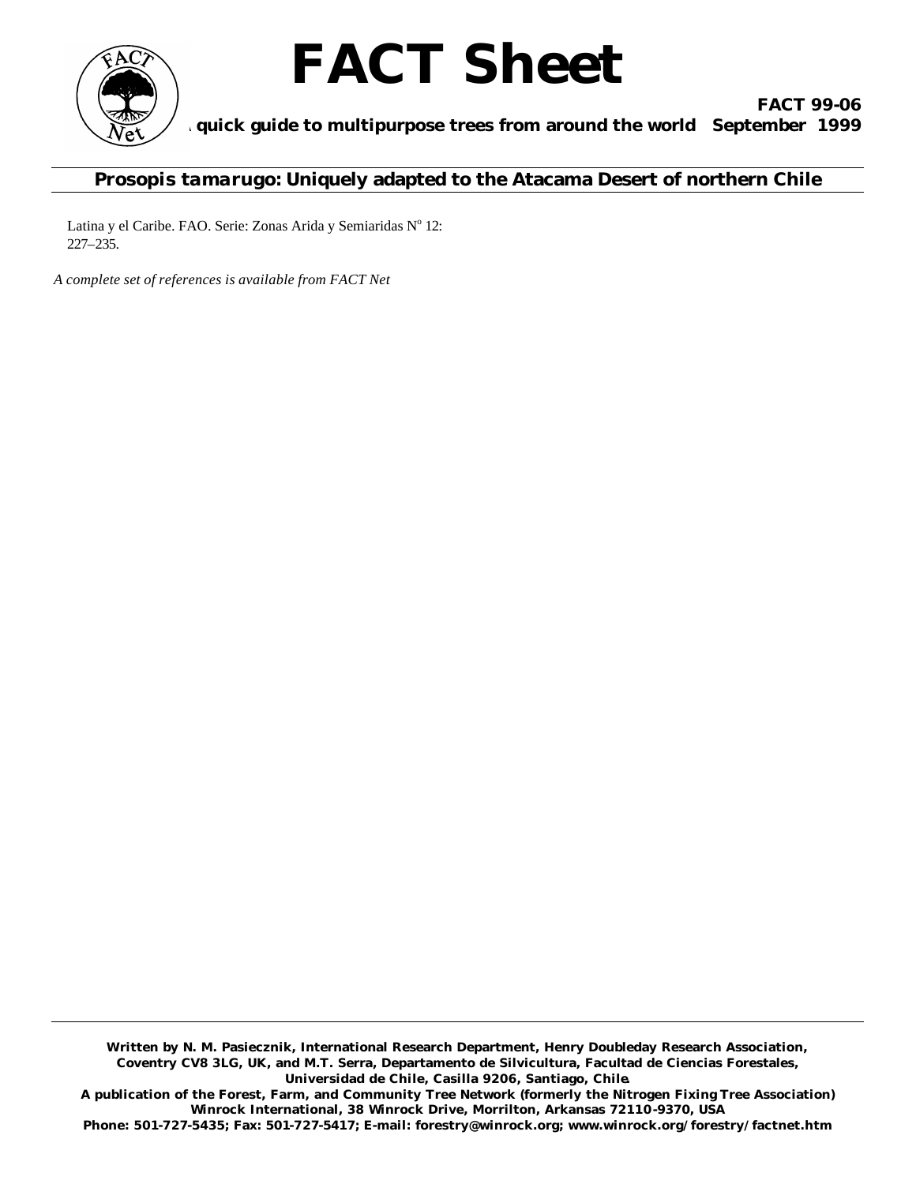# FACT Sheet

**FACT 99-06**

**A quick guide to multipurpose trees from around the world September 1999**

## *Prosopis tamarugo*: Uniquely adapted to the Atacama Desert of northern Chile

Latina y el Caribe. FAO. Serie: Zonas Arida y Semiaridas N$^{o}$ 12: 227–235.

*A complete set of references is available from FACT Net*

**Written by N. M. Pasiecznik, International Research Department, Henry Doubleday Research Association, Coventry CV8 3LG, UK, and M.T. Serra, Departamento de Silvicultura, Facultad de Ciencias Forestales, Universidad de Chile, Casilla 9206, Santiago, Chile.**

**A publication of the Forest, Farm, and Community Tree Network (formerly the Nitrogen Fixing Tree Association)**

**Winrock International, 38 Winrock Drive, Morrilton, Arkansas 72110-9370, USA**

**Phone: 501-727-5435; Fax: 501-727-5417; E-mail: forestry@winrock.org; www.winrock.org/forestry/factnet.htm**